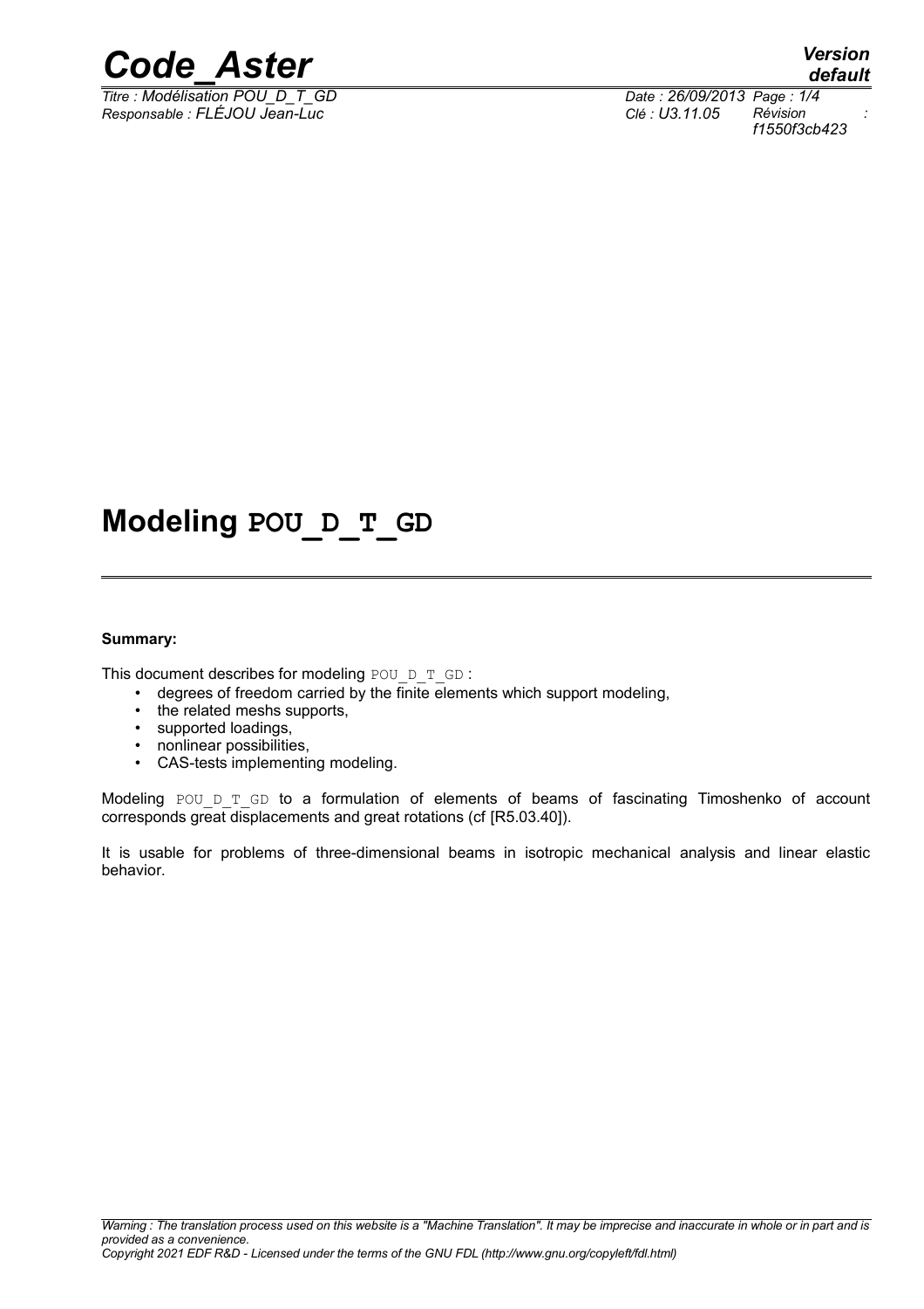# Modeling POU_D_T_GD

**Summary:**

This document describes for modeling POU_D_T_GD :

- degrees of freedom carried by the finite elements which support modeling,
- the related meshs supports,
- supported loadings,
- nonlinear possibilities,
- CAS-tests implementing modeling.

Modeling POU_D_T_GD to a formulation of elements of beams of fascinating Timoshenko of account corresponds great displacements and great rotations (cf [R5.03.40]).

It is usable for problems of three-dimensional beams in isotropic mechanical analysis and linear elastic behavior.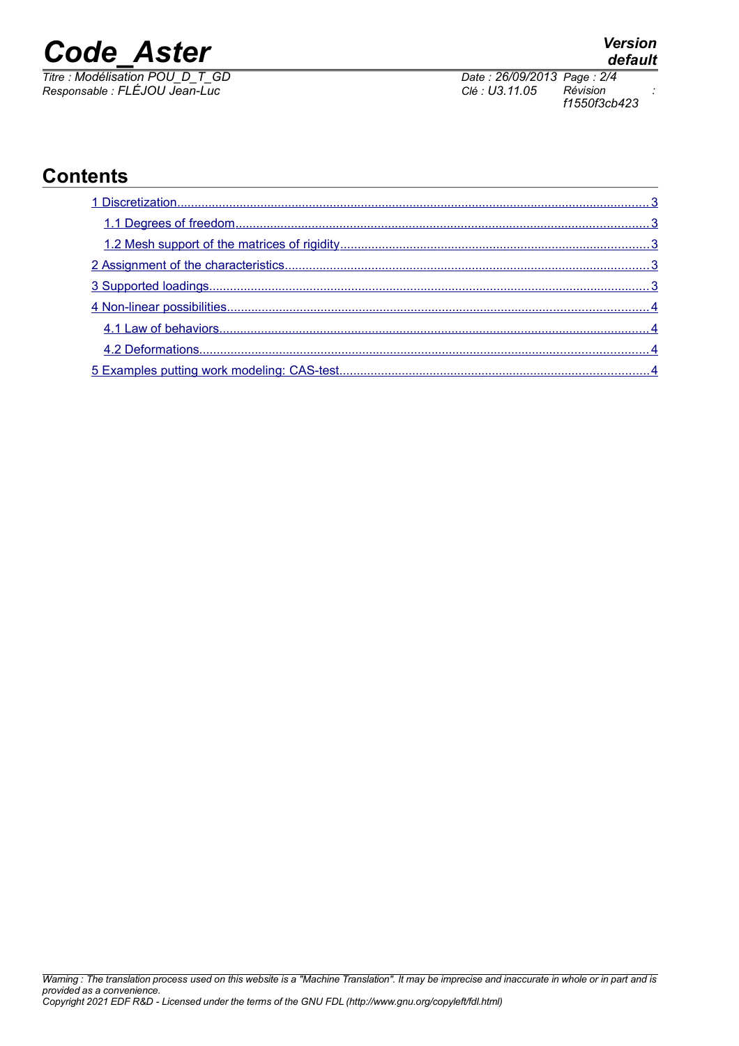## Contents

1 Discretization........................................................................................................................................ 3

1.1 Degrees of freedom....................................................................................................................... 3

1.2 Mesh support of the matrices of rigidity......................................................................................... 3

2 Assignment of the characteristics......................................................................................................... 3

3 Supported loadings.............................................................................................................................. 3

4 Non-linear possibilities......................................................................................................................... 4

4.1 Law of behaviors............................................................................................................................ 4

4.2 Deformations.................................................................................................................................. 4

5 Examples putting work modeling: CAS-test........................................................................................ 4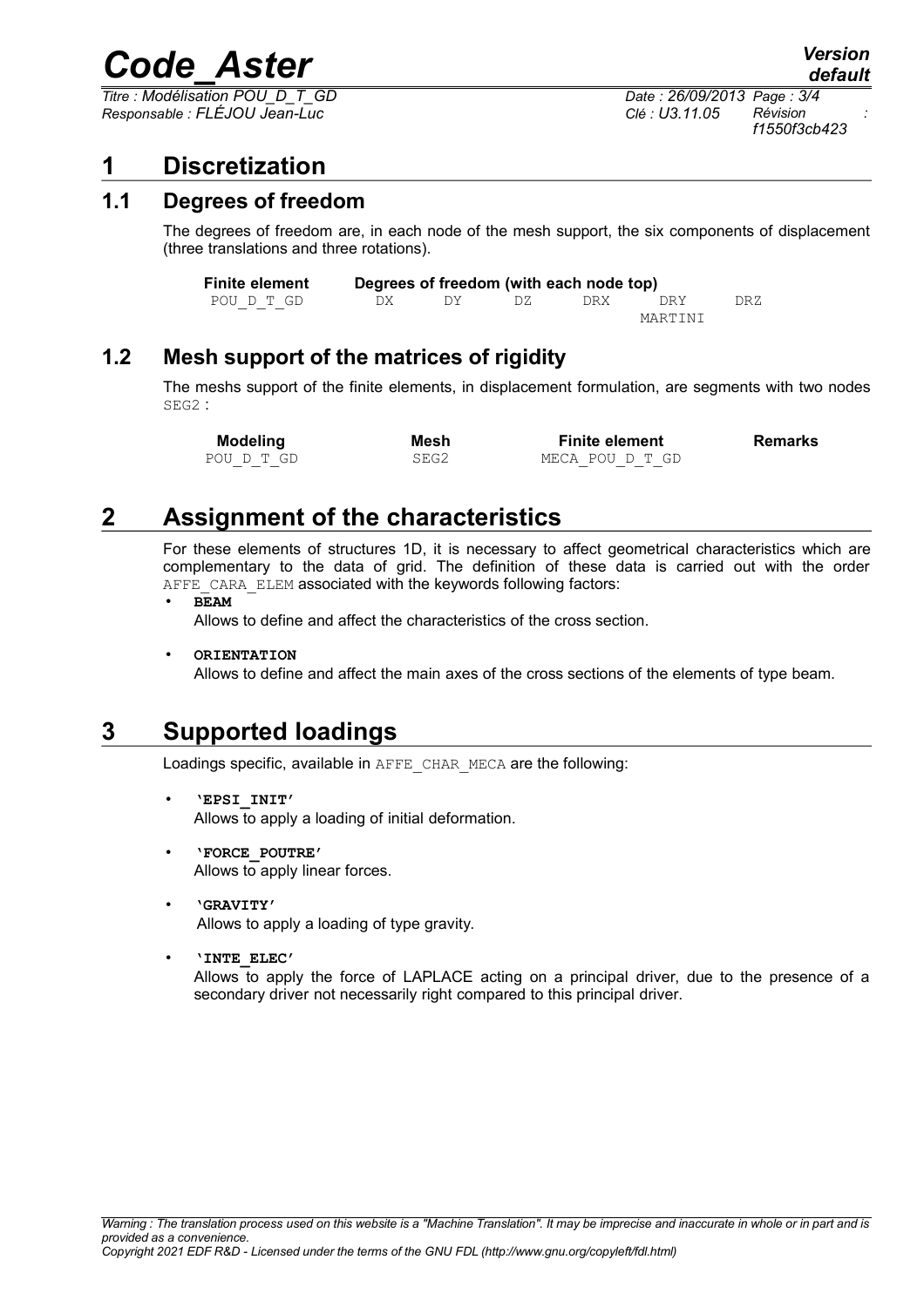# 1 Discretization

## 1.1 Degrees of freedom

The degrees of freedom are, in each node of the mesh support, the six components of displacement (three translations and three rotations).

| Finite element | Degrees of freedom (with each node top) | | | | | |
|---|---|---|---|---|---|---|
| POU_D_T_GD | DX | DY | DZ | DRX | DRY MARTINI | DRZ |

## 1.2 Mesh support of the matrices of rigidity

The meshs support of the finite elements, in displacement formulation, are segments with two nodes SEG2 :

| Modeling | Mesh | Finite element | Remarks |
|---|---|---|---|
| POU_D_T_GD | SEG2 | MECA_POU_D_T_GD | |

# 2 Assignment of the characteristics

For these elements of structures 1D, it is necessary to affect geometrical characteristics which are complementary to the data of grid. The definition of these data is carried out with the order AFFE_CARA_ELEM associated with the keywords following factors:

- **BEAM**
  Allows to define and affect the characteristics of the cross section.
- **ORIENTATION**
  Allows to define and affect the main axes of the cross sections of the elements of type beam.

# 3 Supported loadings

Loadings specific, available in AFFE_CHAR_MECA are the following:

- **'EPSI_INIT'**
  Allows to apply a loading of initial deformation.
- **'FORCE_POUTRE'**
  Allows to apply linear forces.
- **'GRAVITY'**
  Allows to apply a loading of type gravity.
- **'INTE_ELEC'**
  Allows to apply the force of LAPLACE acting on a principal driver, due to the presence of a secondary driver not necessarily right compared to this principal driver.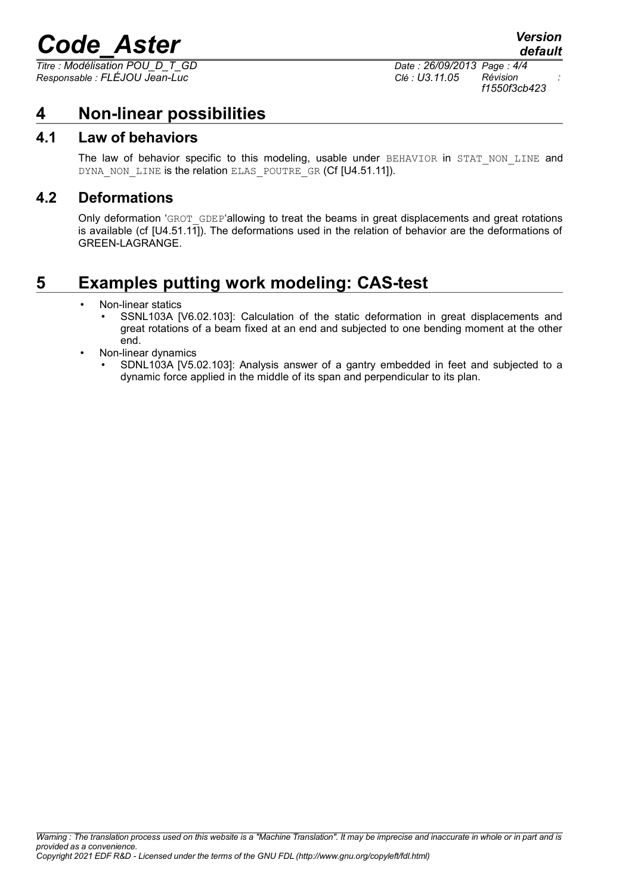# 4 Non-linear possibilities

## 4.1 Law of behaviors

The law of behavior specific to this modeling, usable under BEHAVIOR in STAT_NON_LINE and DYNA_NON_LINE is the relation ELAS_POUTRE_GR (Cf [U4.51.11]).

## 4.2 Deformations

Only deformation 'GROT_GDEP'allowing to treat the beams in great displacements and great rotations is available (cf [U4.51.11]). The deformations used in the relation of behavior are the deformations of GREEN-LAGRANGE.

# 5 Examples putting work modeling: CAS-test

- Non-linear statics
  - SSNL103A [V6.02.103]: Calculation of the static deformation in great displacements and great rotations of a beam fixed at an end and subjected to one bending moment at the other end.
- Non-linear dynamics
  - SDNL103A [V5.02.103]: Analysis answer of a gantry embedded in feet and subjected to a dynamic force applied in the middle of its span and perpendicular to its plan.